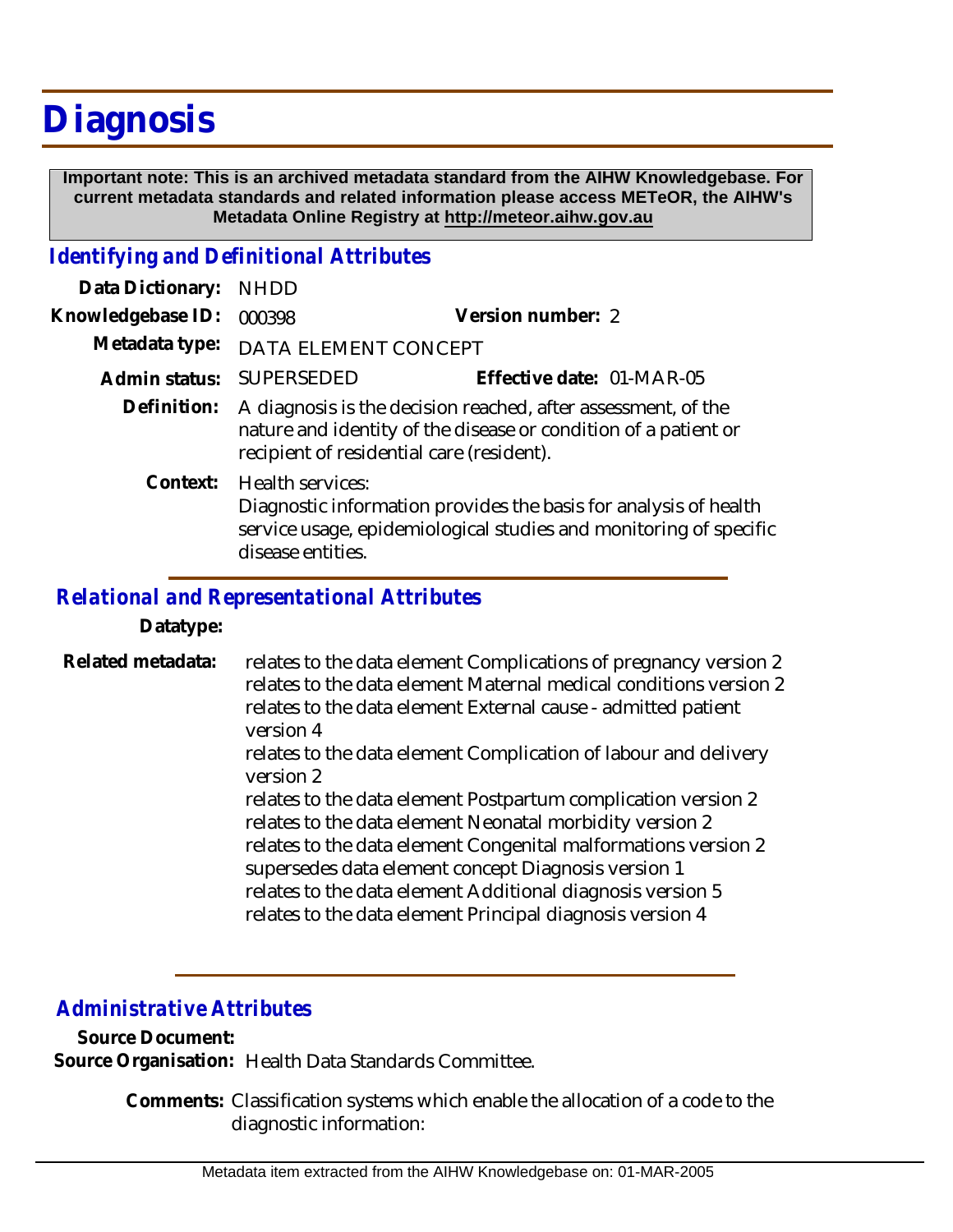# Diagnosis

**Important note: This is an archived metadata standard from the AIHW Knowledgebase. For current metadata standards and related information please access METeOR, the AIHW's Metadata Online Registry at http://meteor.aihw.gov.au**

## *Identifying and Definitional Attributes*

**Data Dictionary:** NHDD

**Knowledgebase ID:** 000398 **Version number:** 2

**Metadata type:** DATA ELEMENT CONCEPT

**Admin status:** SUPERSEDED **Effective date:** 01-MAR-05

**Definition:** A diagnosis is the decision reached, after assessment, of the nature and identity of the disease or condition of a patient or recipient of residential care (resident).

**Context:** Health services:
Diagnostic information provides the basis for analysis of health service usage, epidemiological studies and monitoring of specific disease entities.

## *Relational and Representational Attributes*

**Datatype:**

**Related metadata:**
relates to the data element Complications of pregnancy version 2
relates to the data element Maternal medical conditions version 2
relates to the data element External cause - admitted patient version 4
relates to the data element Complication of labour and delivery version 2
relates to the data element Postpartum complication version 2
relates to the data element Neonatal morbidity version 2
relates to the data element Congenital malformations version 2
supersedes data element concept Diagnosis version 1
relates to the data element Additional diagnosis version 5
relates to the data element Principal diagnosis version 4

## *Administrative Attributes*

**Source Document:**

**Source Organisation:** Health Data Standards Committee.

**Comments:** Classification systems which enable the allocation of a code to the diagnostic information: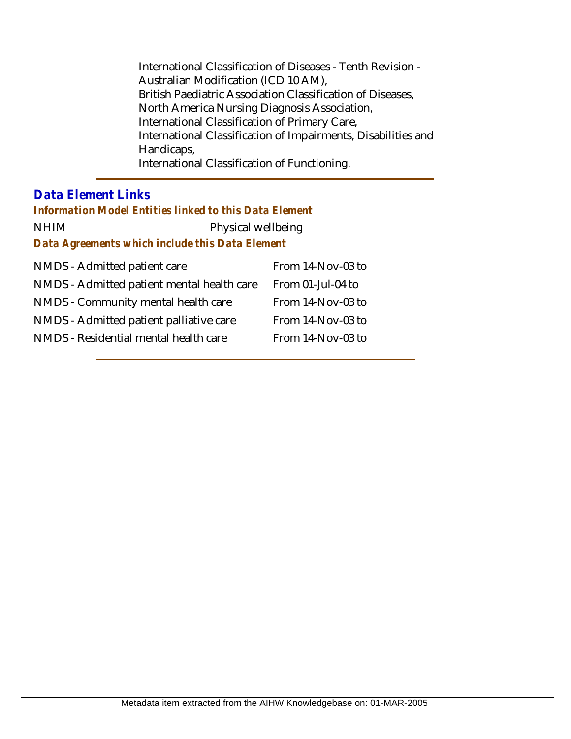International Classification of Diseases - Tenth Revision - Australian Modification (ICD 10 AM),
British Paediatric Association Classification of Diseases,
North America Nursing Diagnosis Association,
International Classification of Primary Care,
International Classification of Impairments, Disabilities and Handicaps,
International Classification of Functioning.

## Data Element Links

### Information Model Entities linked to this Data Element

| | |
|---|---|
| NHIM | Physical wellbeing |

### Data Agreements which include this Data Element

| | |
|---|---|
| NMDS - Admitted patient care | From 14-Nov-03 to |
| NMDS - Admitted patient mental health care | From 01-Jul-04 to |
| NMDS - Community mental health care | From 14-Nov-03 to |
| NMDS - Admitted patient palliative care | From 14-Nov-03 to |
| NMDS - Residential mental health care | From 14-Nov-03 to |

Metadata item extracted from the AIHW Knowledgebase on: 01-MAR-2005